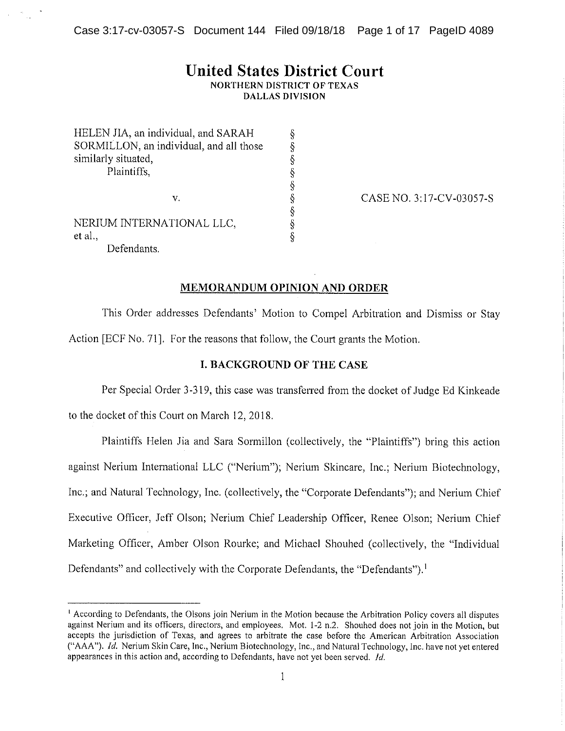# United States District Court
NORTHERN DISTRICT OF TEXAS
DALLAS DIVISION

| | | |
|---|---|---|
| HELEN JIA, an individual, and SARAH SORMILLON, an individual, and all those similarly situated, Plaintiffs, | § | |
| v. | § | CASE NO. 3:17-CV-03057-S |
| NERIUM INTERNATIONAL LLC, et al., Defendants. | § | |

## MEMORANDUM OPINION AND ORDER

This Order addresses Defendants' Motion to Compel Arbitration and Dismiss or Stay Action [ECF No. 71]. For the reasons that follow, the Court grants the Motion.

## I. BACKGROUND OF THE CASE

Per Special Order 3-319, this case was transferred from the docket of Judge Ed Kinkeade to the docket of this Court on March 12, 2018.

Plaintiffs Helen Jia and Sara Sormillon (collectively, the "Plaintiffs") bring this action against Nerium International LLC ("Nerium"); Nerium Skincare, Inc.; Nerium Biotechnology, Inc.; and Natural Technology, Inc. (collectively, the "Corporate Defendants"); and Nerium Chief Executive Officer, Jeff Olson; Nerium Chief Leadership Officer, Renee Olson; Nerium Chief Marketing Officer, Amber Olson Rourke; and Michael Shouhed (collectively, the "Individual Defendants" and collectively with the Corporate Defendants, the "Defendants").[1]

[1] According to Defendants, the Olsons join Nerium in the Motion because the Arbitration Policy covers all disputes against Nerium and its officers, directors, and employees. Mot. 1-2 n.2. Shouhed does not join in the Motion, but accepts the jurisdiction of Texas, and agrees to arbitrate the case before the American Arbitration Association ("AAA"). *Id.* Nerium Skin Care, Inc., Nerium Biotechnology, Inc., and Natural Technology, Inc. have not yet entered appearances in this action and, according to Defendants, have not yet been served. *Id.*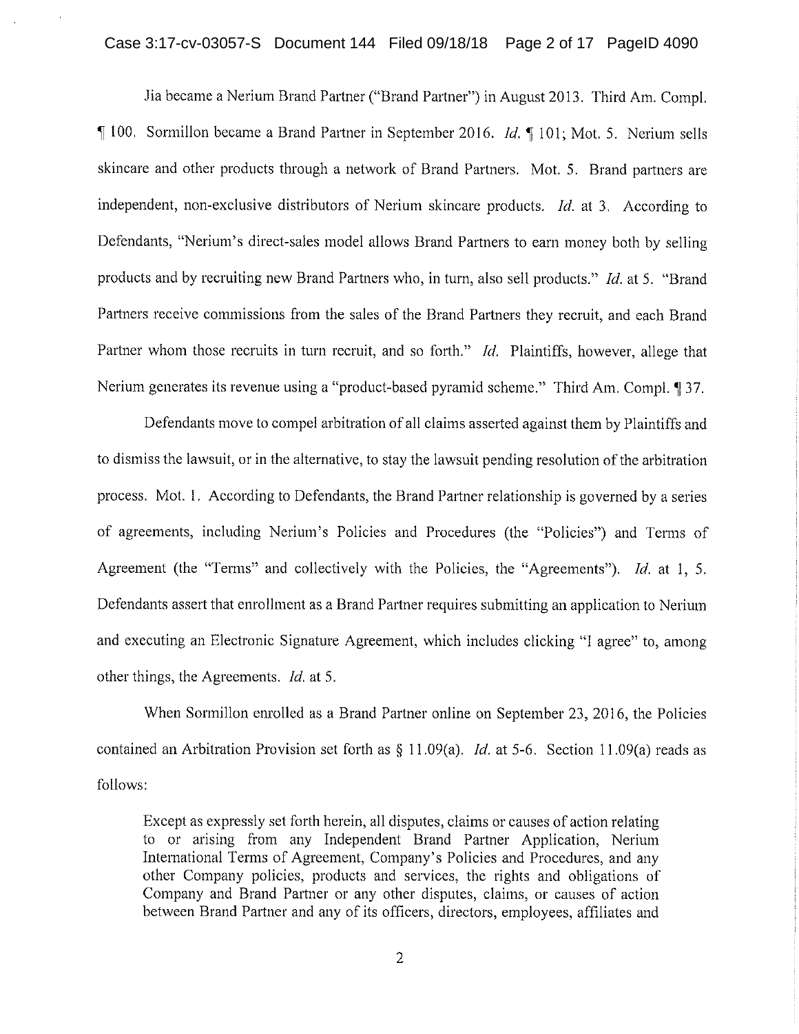Jia became a Nerium Brand Partner ("Brand Partner") in August 2013. Third Am. Compl. ¶ 100. Sormillon became a Brand Partner in September 2016. *Id.* ¶ 101; Mot. 5. Nerium sells skincare and other products through a network of Brand Partners. Mot. 5. Brand partners are independent, non-exclusive distributors of Nerium skincare products. *Id.* at 3. According to Defendants, "Nerium's direct-sales model allows Brand Partners to earn money both by selling products and by recruiting new Brand Partners who, in turn, also sell products." *Id.* at 5. "Brand Partners receive commissions from the sales of the Brand Partners they recruit, and each Brand Partner whom those recruits in turn recruit, and so forth." *Id.* Plaintiffs, however, allege that Nerium generates its revenue using a "product-based pyramid scheme." Third Am. Compl. ¶ 37.

Defendants move to compel arbitration of all claims asserted against them by Plaintiffs and to dismiss the lawsuit, or in the alternative, to stay the lawsuit pending resolution of the arbitration process. Mot. 1. According to Defendants, the Brand Partner relationship is governed by a series of agreements, including Nerium's Policies and Procedures (the "Policies") and Terms of Agreement (the "Terms" and collectively with the Policies, the "Agreements"). *Id.* at 1, 5. Defendants assert that enrollment as a Brand Partner requires submitting an application to Nerium and executing an Electronic Signature Agreement, which includes clicking "I agree" to, among other things, the Agreements. *Id.* at 5.

When Sormillon enrolled as a Brand Partner online on September 23, 2016, the Policies contained an Arbitration Provision set forth as § 11.09(a). *Id.* at 5-6. Section 11.09(a) reads as follows:

> Except as expressly set forth herein, all disputes, claims or causes of action relating to or arising from any Independent Brand Partner Application, Nerium International Terms of Agreement, Company's Policies and Procedures, and any other Company policies, products and services, the rights and obligations of Company and Brand Partner or any other disputes, claims, or causes of action between Brand Partner and any of its officers, directors, employees, affiliates and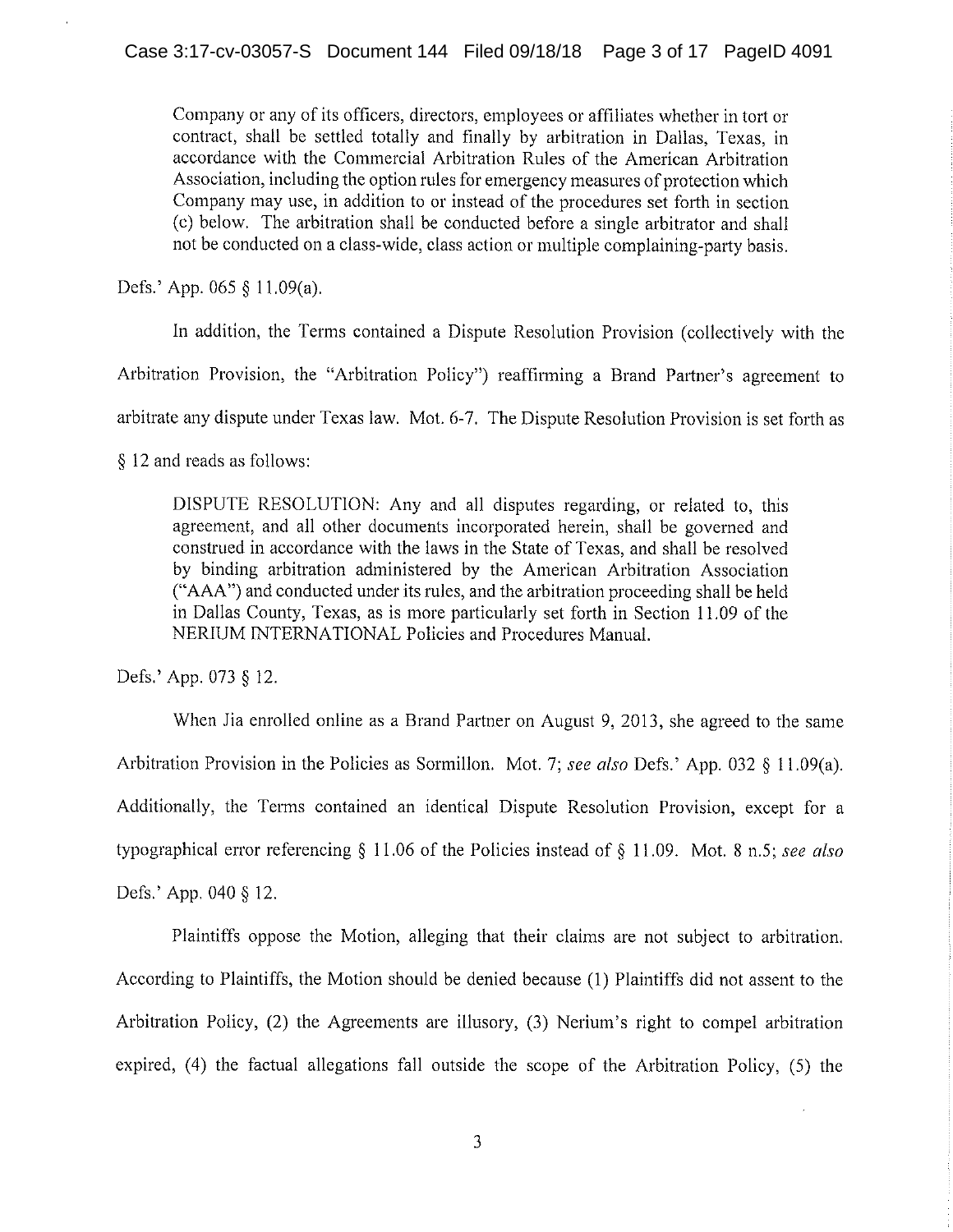> Company or any of its officers, directors, employees or affiliates whether in tort or contract, shall be settled totally and finally by arbitration in Dallas, Texas, in accordance with the Commercial Arbitration Rules of the American Arbitration Association, including the option rules for emergency measures of protection which Company may use, in addition to or instead of the procedures set forth in section (c) below. The arbitration shall be conducted before a single arbitrator and shall not be conducted on a class-wide, class action or multiple complaining-party basis.

Defs.' App. 065 § 11.09(a).

In addition, the Terms contained a Dispute Resolution Provision (collectively with the Arbitration Provision, the "Arbitration Policy") reaffirming a Brand Partner's agreement to arbitrate any dispute under Texas law. Mot. 6-7. The Dispute Resolution Provision is set forth as § 12 and reads as follows:

> DISPUTE RESOLUTION: Any and all disputes regarding, or related to, this agreement, and all other documents incorporated herein, shall be governed and construed in accordance with the laws in the State of Texas, and shall be resolved by binding arbitration administered by the American Arbitration Association ("AAA") and conducted under its rules, and the arbitration proceeding shall be held in Dallas County, Texas, as is more particularly set forth in Section 11.09 of the NERIUM INTERNATIONAL Policies and Procedures Manual.

Defs.' App. 073 § 12.

When Jia enrolled online as a Brand Partner on August 9, 2013, she agreed to the same Arbitration Provision in the Policies as Sormillon. Mot. 7; *see also* Defs.' App. 032 § 11.09(a). Additionally, the Terms contained an identical Dispute Resolution Provision, except for a typographical error referencing § 11.06 of the Policies instead of § 11.09. Mot. 8 n.5; *see also* Defs.' App. 040 § 12.

Plaintiffs oppose the Motion, alleging that their claims are not subject to arbitration. According to Plaintiffs, the Motion should be denied because (1) Plaintiffs did not assent to the Arbitration Policy, (2) the Agreements are illusory, (3) Nerium's right to compel arbitration expired, (4) the factual allegations fall outside the scope of the Arbitration Policy, (5) the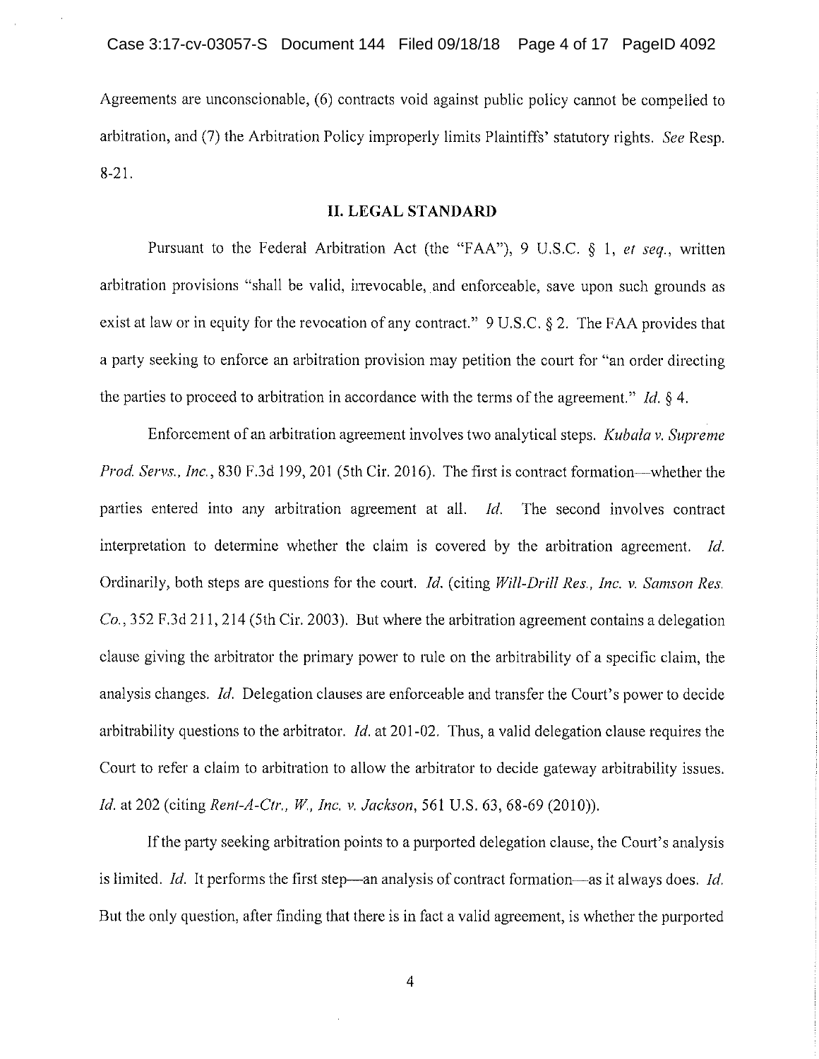Agreements are unconscionable, (6) contracts void against public policy cannot be compelled to arbitration, and (7) the Arbitration Policy improperly limits Plaintiffs' statutory rights. *See* Resp. 8-21.

## II. LEGAL STANDARD

Pursuant to the Federal Arbitration Act (the "FAA"), 9 U.S.C. § 1, *et seq.*, written arbitration provisions "shall be valid, irrevocable, and enforceable, save upon such grounds as exist at law or in equity for the revocation of any contract." 9 U.S.C. § 2. The FAA provides that a party seeking to enforce an arbitration provision may petition the court for "an order directing the parties to proceed to arbitration in accordance with the terms of the agreement." *Id.* § 4.

Enforcement of an arbitration agreement involves two analytical steps. *Kubala v. Supreme Prod. Servs., Inc.*, 830 F.3d 199, 201 (5th Cir. 2016). The first is contract formation—whether the parties entered into any arbitration agreement at all. *Id.* The second involves contract interpretation to determine whether the claim is covered by the arbitration agreement. *Id.* Ordinarily, both steps are questions for the court. *Id.* (citing *Will-Drill Res., Inc. v. Samson Res. Co.*, 352 F.3d 211, 214 (5th Cir. 2003). But where the arbitration agreement contains a delegation clause giving the arbitrator the primary power to rule on the arbitrability of a specific claim, the analysis changes. *Id.* Delegation clauses are enforceable and transfer the Court's power to decide arbitrability questions to the arbitrator. *Id.* at 201-02. Thus, a valid delegation clause requires the Court to refer a claim to arbitration to allow the arbitrator to decide gateway arbitrability issues. *Id.* at 202 (citing *Rent-A-Ctr., W., Inc. v. Jackson*, 561 U.S. 63, 68-69 (2010)).

If the party seeking arbitration points to a purported delegation clause, the Court's analysis is limited. *Id.* It performs the first step—an analysis of contract formation—as it always does. *Id.* But the only question, after finding that there is in fact a valid agreement, is whether the purported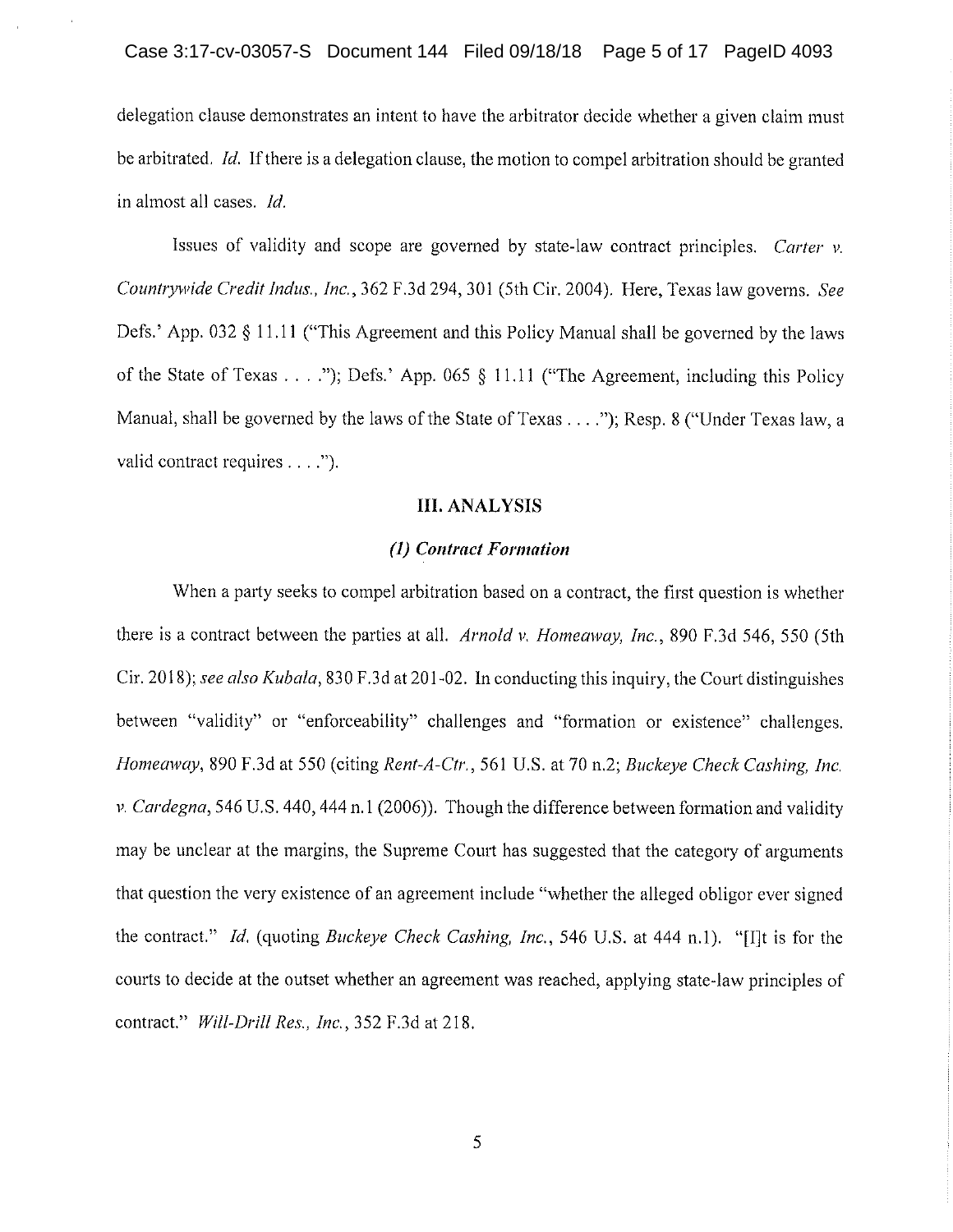delegation clause demonstrates an intent to have the arbitrator decide whether a given claim must be arbitrated. *Id.* If there is a delegation clause, the motion to compel arbitration should be granted in almost all cases. *Id.*

Issues of validity and scope are governed by state-law contract principles. *Carter v. Countrywide Credit Indus., Inc.*, 362 F.3d 294, 301 (5th Cir. 2004). Here, Texas law governs. *See* Defs.' App. 032 § 11.11 ("This Agreement and this Policy Manual shall be governed by the laws of the State of Texas . . . ."); Defs.' App. 065 § 11.11 ("The Agreement, including this Policy Manual, shall be governed by the laws of the State of Texas . . . ."); Resp. 8 ("Under Texas law, a valid contract requires . . . .").

## III. ANALYSIS

### *(1) Contract Formation*

When a party seeks to compel arbitration based on a contract, the first question is whether there is a contract between the parties at all. *Arnold v. Homeaway, Inc.*, 890 F.3d 546, 550 (5th Cir. 2018); *see also Kubala*, 830 F.3d at 201-02. In conducting this inquiry, the Court distinguishes between "validity" or "enforceability" challenges and "formation or existence" challenges. *Homeaway*, 890 F.3d at 550 (citing *Rent-A-Ctr.*, 561 U.S. at 70 n.2; *Buckeye Check Cashing, Inc. v. Cardegna*, 546 U.S. 440, 444 n.1 (2006)). Though the difference between formation and validity may be unclear at the margins, the Supreme Court has suggested that the category of arguments that question the very existence of an agreement include "whether the alleged obligor ever signed the contract." *Id.* (quoting *Buckeye Check Cashing, Inc.*, 546 U.S. at 444 n.1). "[I]t is for the courts to decide at the outset whether an agreement was reached, applying state-law principles of contract." *Will-Drill Res., Inc.*, 352 F.3d at 218.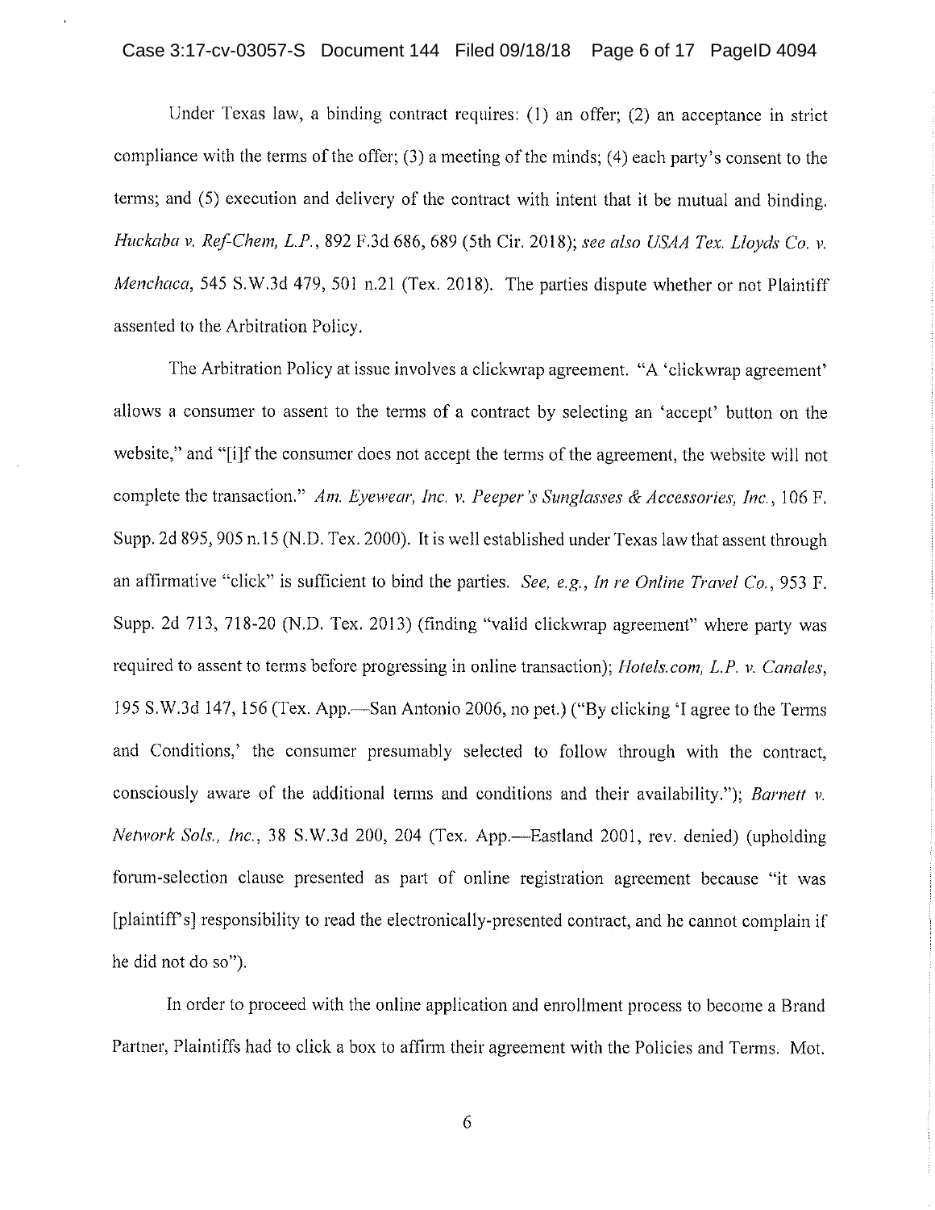Under Texas law, a binding contract requires: (1) an offer; (2) an acceptance in strict compliance with the terms of the offer; (3) a meeting of the minds; (4) each party's consent to the terms; and (5) execution and delivery of the contract with intent that it be mutual and binding. *Huckaba v. Ref-Chem, L.P.*, 892 F.3d 686, 689 (5th Cir. 2018); *see also USAA Tex. Lloyds Co. v. Menchaca*, 545 S.W.3d 479, 501 n.21 (Tex. 2018). The parties dispute whether or not Plaintiff assented to the Arbitration Policy.

The Arbitration Policy at issue involves a clickwrap agreement. "A 'clickwrap agreement' allows a consumer to assent to the terms of a contract by selecting an 'accept' button on the website," and "[i]f the consumer does not accept the terms of the agreement, the website will not complete the transaction." *Am. Eyewear, Inc. v. Peeper's Sunglasses & Accessories, Inc.*, 106 F. Supp. 2d 895, 905 n.15 (N.D. Tex. 2000). It is well established under Texas law that assent through an affirmative "click" is sufficient to bind the parties. *See, e.g., In re Online Travel Co.*, 953 F. Supp. 2d 713, 718-20 (N.D. Tex. 2013) (finding "valid clickwrap agreement" where party was required to assent to terms before progressing in online transaction); *Hotels.com, L.P. v. Canales*, 195 S.W.3d 147, 156 (Tex. App.—San Antonio 2006, no pet.) ("By clicking 'I agree to the Terms and Conditions,' the consumer presumably selected to follow through with the contract, consciously aware of the additional terms and conditions and their availability."); *Barnett v. Network Sols., Inc.*, 38 S.W.3d 200, 204 (Tex. App.—Eastland 2001, rev. denied) (upholding forum-selection clause presented as part of online registration agreement because "it was [plaintiff's] responsibility to read the electronically-presented contract, and he cannot complain if he did not do so").

In order to proceed with the online application and enrollment process to become a Brand Partner, Plaintiffs had to click a box to affirm their agreement with the Policies and Terms. Mot.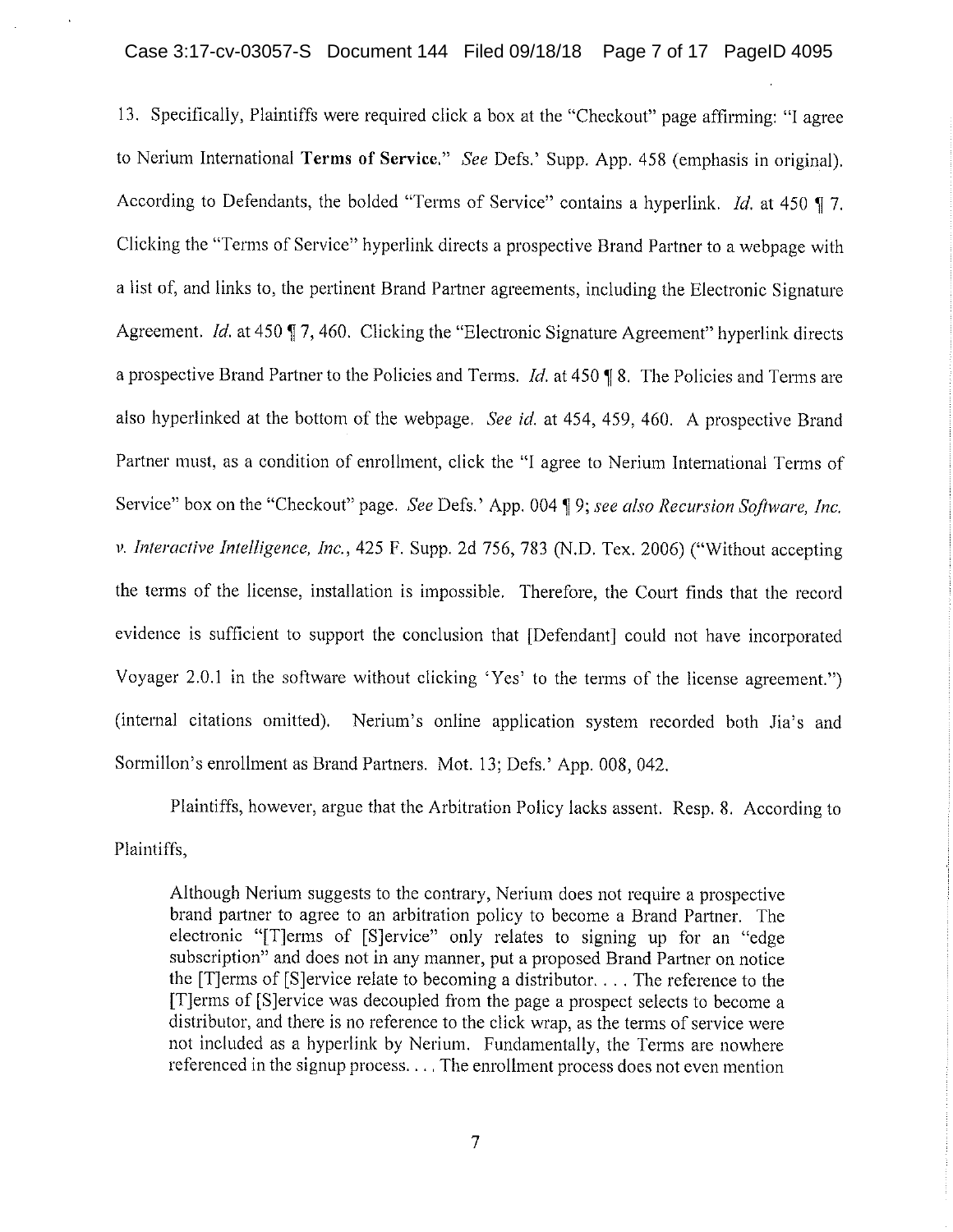13. Specifically, Plaintiffs were required click a box at the "Checkout" page affirming: "I agree to Nerium International **Terms of Service**." *See* Defs.' Supp. App. 458 (emphasis in original). According to Defendants, the bolded "Terms of Service" contains a hyperlink. *Id.* at 450 ¶ 7. Clicking the "Terms of Service" hyperlink directs a prospective Brand Partner to a webpage with a list of, and links to, the pertinent Brand Partner agreements, including the Electronic Signature Agreement. *Id.* at 450 ¶ 7, 460. Clicking the "Electronic Signature Agreement" hyperlink directs a prospective Brand Partner to the Policies and Terms. *Id.* at 450 ¶ 8. The Policies and Terms are also hyperlinked at the bottom of the webpage. *See id.* at 454, 459, 460. A prospective Brand Partner must, as a condition of enrollment, click the "I agree to Nerium International Terms of Service" box on the "Checkout" page. *See* Defs.' App. 004 ¶ 9; *see also Recursion Software, Inc. v. Interactive Intelligence, Inc.*, 425 F. Supp. 2d 756, 783 (N.D. Tex. 2006) ("Without accepting the terms of the license, installation is impossible. Therefore, the Court finds that the record evidence is sufficient to support the conclusion that [Defendant] could not have incorporated Voyager 2.0.1 in the software without clicking 'Yes' to the terms of the license agreement.") (internal citations omitted). Nerium's online application system recorded both Jia's and Sormillon's enrollment as Brand Partners. Mot. 13; Defs.' App. 008, 042.

Plaintiffs, however, argue that the Arbitration Policy lacks assent. Resp. 8. According to Plaintiffs,

> Although Nerium suggests to the contrary, Nerium does not require a prospective brand partner to agree to an arbitration policy to become a Brand Partner. The electronic "[T]erms of [S]ervice" only relates to signing up for an "edge subscription" and does not in any manner, put a proposed Brand Partner on notice the [T]erms of [S]ervice relate to becoming a distributor. . . . The reference to the [T]erms of [S]ervice was decoupled from the page a prospect selects to become a distributor, and there is no reference to the click wrap, as the terms of service were not included as a hyperlink by Nerium. Fundamentally, the Terms are nowhere referenced in the signup process. . . . The enrollment process does not even mention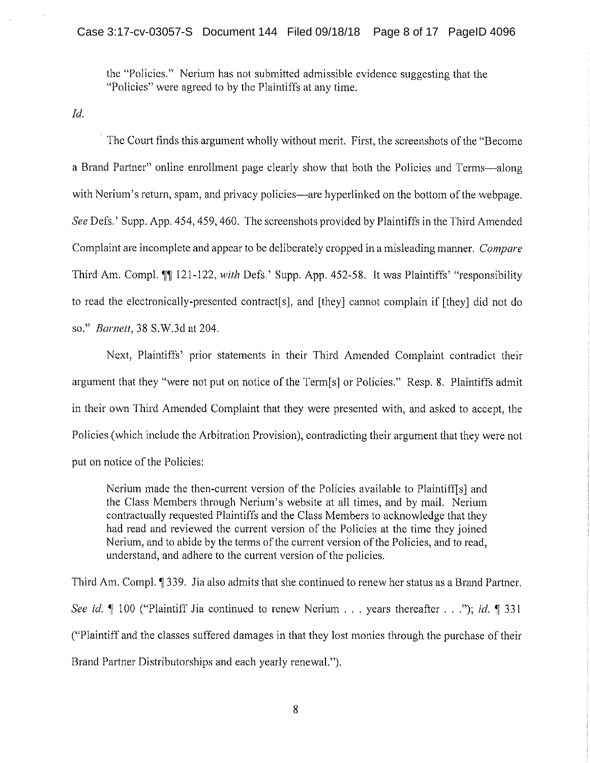> the "Policies." Nerium has not submitted admissible evidence suggesting that the "Policies" were agreed to by the Plaintiffs at any time.

*Id.*

The Court finds this argument wholly without merit. First, the screenshots of the "Become a Brand Partner" online enrollment page clearly show that both the Policies and Terms—along with Nerium's return, spam, and privacy policies—are hyperlinked on the bottom of the webpage. *See* Defs.' Supp. App. 454, 459, 460. The screenshots provided by Plaintiffs in the Third Amended Complaint are incomplete and appear to be deliberately cropped in a misleading manner. *Compare* Third Am. Compl. ¶¶ 121-122, *with* Defs.' Supp. App. 452-58. It was Plaintiffs' "responsibility to read the electronically-presented contract[s], and [they] cannot complain if [they] did not do so." *Barnett*, 38 S.W.3d at 204.

Next, Plaintiffs' prior statements in their Third Amended Complaint contradict their argument that they "were not put on notice of the Term[s] or Policies." Resp. 8. Plaintiffs admit in their own Third Amended Complaint that they were presented with, and asked to accept, the Policies (which include the Arbitration Provision), contradicting their argument that they were not put on notice of the Policies:

> Nerium made the then-current version of the Policies available to Plaintiff[s] and the Class Members through Nerium's website at all times, and by mail. Nerium contractually requested Plaintiffs and the Class Members to acknowledge that they had read and reviewed the current version of the Policies at the time they joined Nerium, and to abide by the terms of the current version of the Policies, and to read, understand, and adhere to the current version of the policies.

Third Am. Compl. ¶ 339. Jia also admits that she continued to renew her status as a Brand Partner. *See id.* ¶ 100 ("Plaintiff Jia continued to renew Nerium . . . years thereafter . . ."); *id.* ¶ 331 ("Plaintiff and the classes suffered damages in that they lost monies through the purchase of their Brand Partner Distributorships and each yearly renewal.").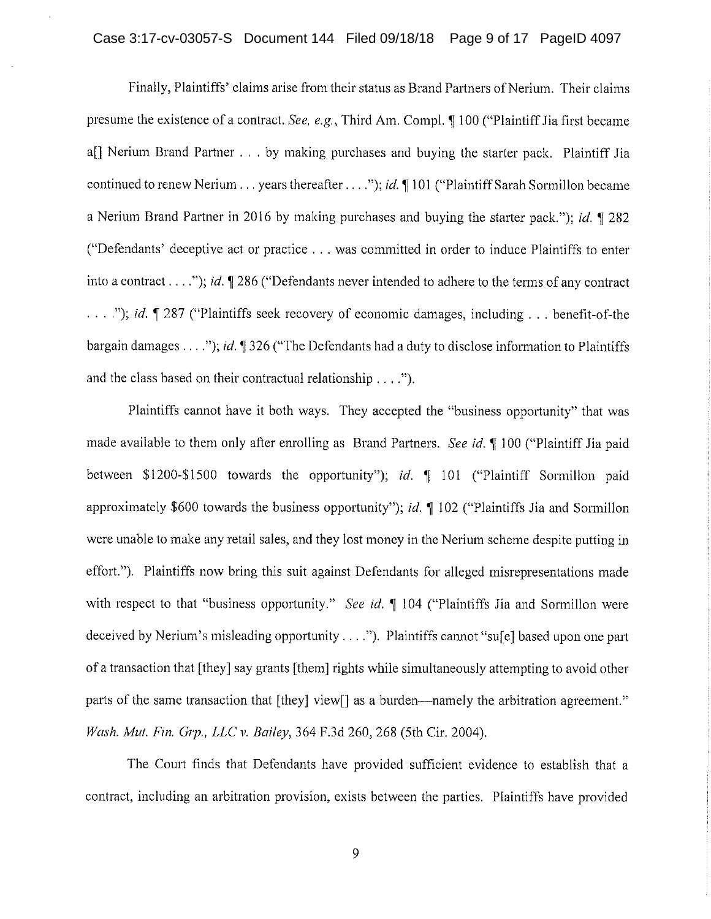Finally, Plaintiffs' claims arise from their status as Brand Partners of Nerium. Their claims presume the existence of a contract. *See, e.g.*, Third Am. Compl. ¶ 100 ("Plaintiff Jia first became a[] Nerium Brand Partner . . . by making purchases and buying the starter pack. Plaintiff Jia continued to renew Nerium . . . years thereafter . . . ."); *id.* ¶ 101 ("Plaintiff Sarah Sormillon became a Nerium Brand Partner in 2016 by making purchases and buying the starter pack."); *id.* ¶ 282 ("Defendants' deceptive act or practice . . . was committed in order to induce Plaintiffs to enter into a contract . . . ."); *id.* ¶ 286 ("Defendants never intended to adhere to the terms of any contract . . . ."); *id.* ¶ 287 ("Plaintiffs seek recovery of economic damages, including . . . benefit-of-the bargain damages . . . ."); *id.* ¶ 326 ("The Defendants had a duty to disclose information to Plaintiffs and the class based on their contractual relationship . . . .").

Plaintiffs cannot have it both ways. They accepted the "business opportunity" that was made available to them only after enrolling as Brand Partners. *See id.* ¶ 100 ("Plaintiff Jia paid between $1200-$1500 towards the opportunity"); *id.* ¶ 101 ("Plaintiff Sormillon paid approximately $600 towards the business opportunity"); *id.* ¶ 102 ("Plaintiffs Jia and Sormillon were unable to make any retail sales, and they lost money in the Nerium scheme despite putting in effort."). Plaintiffs now bring this suit against Defendants for alleged misrepresentations made with respect to that "business opportunity." *See id.* ¶ 104 ("Plaintiffs Jia and Sormillon were deceived by Nerium's misleading opportunity . . . ."). Plaintiffs cannot "su[e] based upon one part of a transaction that [they] say grants [them] rights while simultaneously attempting to avoid other parts of the same transaction that [they] view[] as a burden—namely the arbitration agreement." *Wash. Mut. Fin. Grp., LLC v. Bailey*, 364 F.3d 260, 268 (5th Cir. 2004).

The Court finds that Defendants have provided sufficient evidence to establish that a contract, including an arbitration provision, exists between the parties. Plaintiffs have provided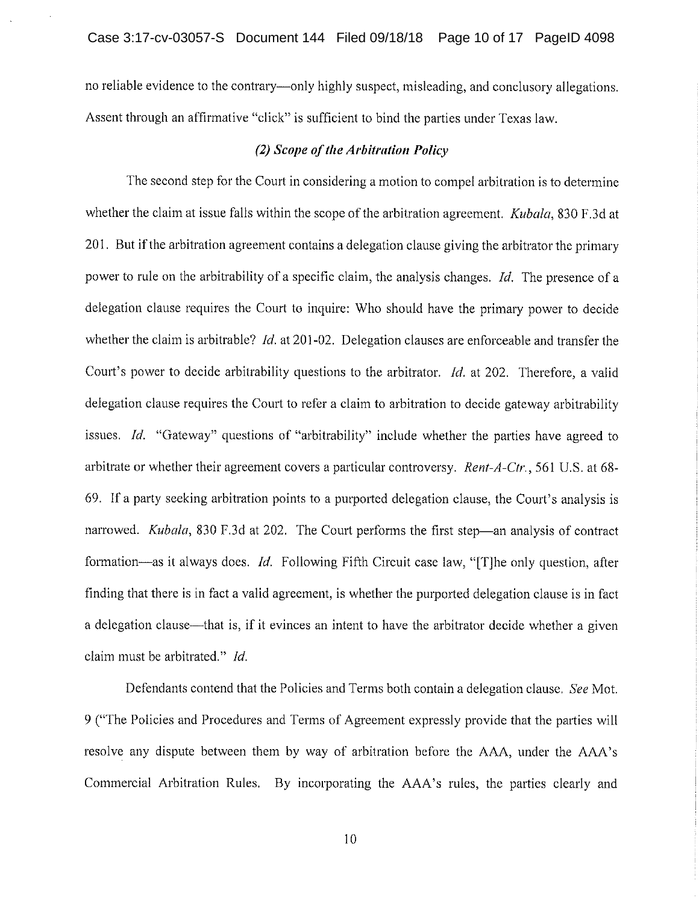no reliable evidence to the contrary—only highly suspect, misleading, and conclusory allegations. Assent through an affirmative "click" is sufficient to bind the parties under Texas law.

### *(2) Scope of the Arbitration Policy*

The second step for the Court in considering a motion to compel arbitration is to determine whether the claim at issue falls within the scope of the arbitration agreement. *Kubala*, 830 F.3d at 201. But if the arbitration agreement contains a delegation clause giving the arbitrator the primary power to rule on the arbitrability of a specific claim, the analysis changes. *Id.* The presence of a delegation clause requires the Court to inquire: Who should have the primary power to decide whether the claim is arbitrable? *Id.* at 201-02. Delegation clauses are enforceable and transfer the Court's power to decide arbitrability questions to the arbitrator. *Id.* at 202. Therefore, a valid delegation clause requires the Court to refer a claim to arbitration to decide gateway arbitrability issues. *Id.* "Gateway" questions of "arbitrability" include whether the parties have agreed to arbitrate or whether their agreement covers a particular controversy. *Rent-A-Ctr.*, 561 U.S. at 68-69. If a party seeking arbitration points to a purported delegation clause, the Court's analysis is narrowed. *Kubala*, 830 F.3d at 202. The Court performs the first step—an analysis of contract formation—as it always does. *Id.* Following Fifth Circuit case law, "[T]he only question, after finding that there is in fact a valid agreement, is whether the purported delegation clause is in fact a delegation clause—that is, if it evinces an intent to have the arbitrator decide whether a given claim must be arbitrated." *Id.*

Defendants contend that the Policies and Terms both contain a delegation clause. *See* Mot. 9 ("The Policies and Procedures and Terms of Agreement expressly provide that the parties will resolve any dispute between them by way of arbitration before the AAA, under the AAA's Commercial Arbitration Rules. By incorporating the AAA's rules, the parties clearly and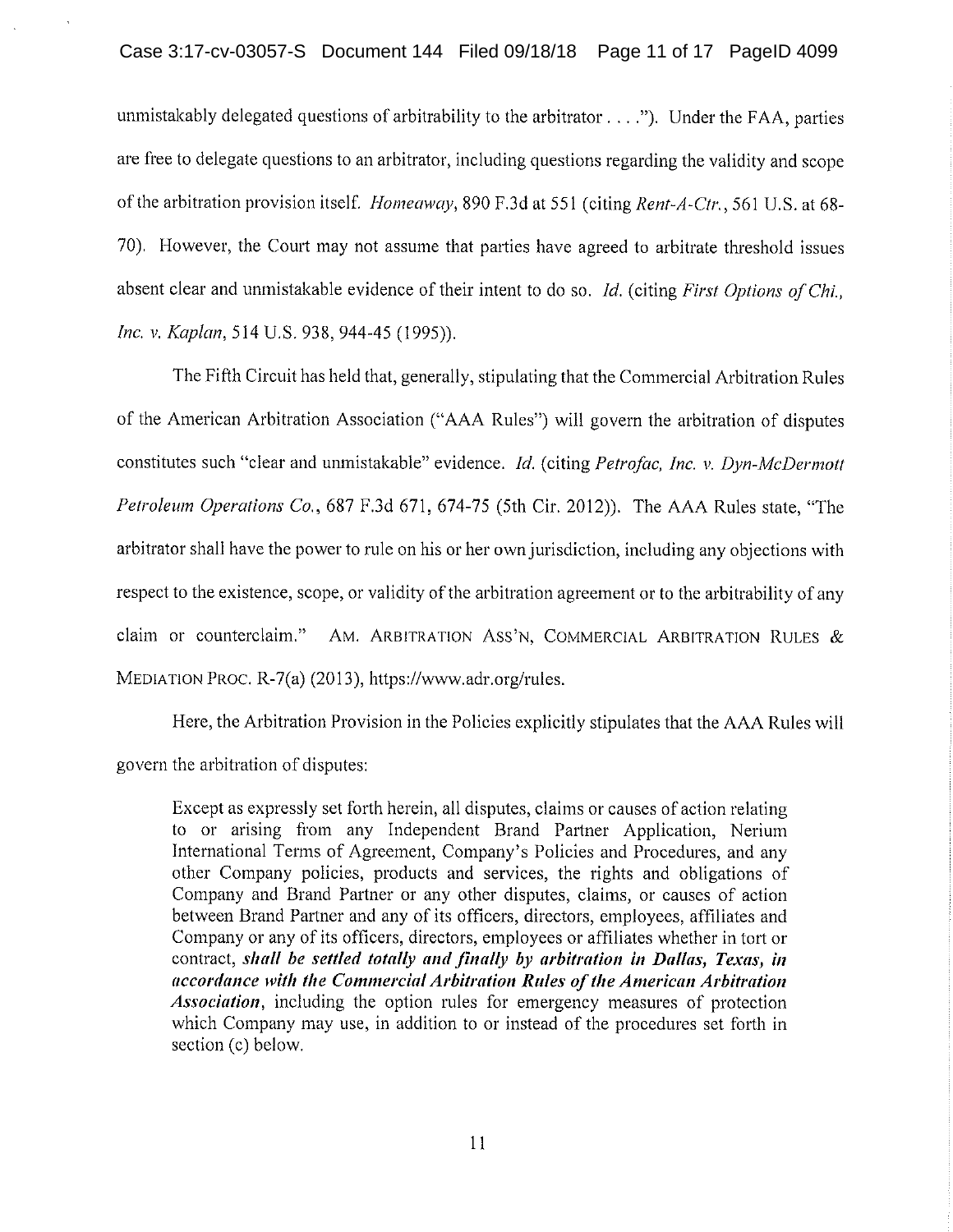unmistakably delegated questions of arbitrability to the arbitrator . . . ."). Under the FAA, parties are free to delegate questions to an arbitrator, including questions regarding the validity and scope of the arbitration provision itself. *Homeaway*, 890 F.3d at 551 (citing *Rent-A-Ctr.*, 561 U.S. at 68-70). However, the Court may not assume that parties have agreed to arbitrate threshold issues absent clear and unmistakable evidence of their intent to do so. *Id.* (citing *First Options of Chi., Inc. v. Kaplan*, 514 U.S. 938, 944-45 (1995)).

The Fifth Circuit has held that, generally, stipulating that the Commercial Arbitration Rules of the American Arbitration Association ("AAA Rules") will govern the arbitration of disputes constitutes such "clear and unmistakable" evidence. *Id.* (citing *Petrofac, Inc. v. Dyn-McDermott Petroleum Operations Co.*, 687 F.3d 671, 674-75 (5th Cir. 2012)). The AAA Rules state, "The arbitrator shall have the power to rule on his or her own jurisdiction, including any objections with respect to the existence, scope, or validity of the arbitration agreement or to the arbitrability of any claim or counterclaim." AM. ARBITRATION ASS'N, COMMERCIAL ARBITRATION RULES & MEDIATION PROC. R-7(a) (2013), https://www.adr.org/rules.

Here, the Arbitration Provision in the Policies explicitly stipulates that the AAA Rules will govern the arbitration of disputes:

> Except as expressly set forth herein, all disputes, claims or causes of action relating to or arising from any Independent Brand Partner Application, Nerium International Terms of Agreement, Company's Policies and Procedures, and any other Company policies, products and services, the rights and obligations of Company and Brand Partner or any other disputes, claims, or causes of action between Brand Partner and any of its officers, directors, employees, affiliates and Company or any of its officers, directors, employees or affiliates whether in tort or contract, ***shall be settled totally and finally by arbitration in Dallas, Texas, in accordance with the Commercial Arbitration Rules of the American Arbitration Association***, including the option rules for emergency measures of protection which Company may use, in addition to or instead of the procedures set forth in section (c) below.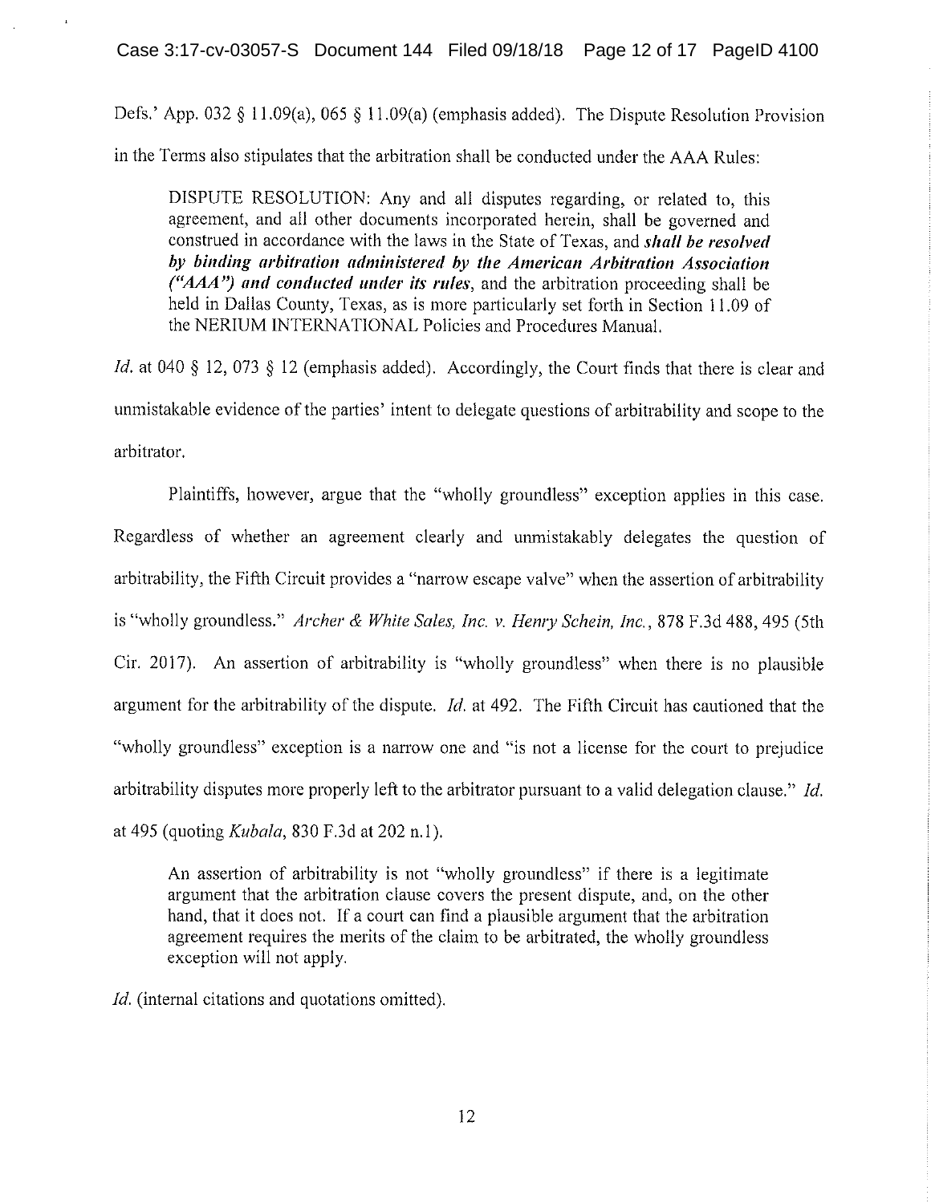Defs.' App. 032 § 11.09(a), 065 § 11.09(a) (emphasis added). The Dispute Resolution Provision in the Terms also stipulates that the arbitration shall be conducted under the AAA Rules:

> DISPUTE RESOLUTION: Any and all disputes regarding, or related to, this agreement, and all other documents incorporated herein, shall be governed and construed in accordance with the laws in the State of Texas, and ***shall be resolved by binding arbitration administered by the American Arbitration Association ("AAA") and conducted under its rules***, and the arbitration proceeding shall be held in Dallas County, Texas, as is more particularly set forth in Section 11.09 of the NERIUM INTERNATIONAL Policies and Procedures Manual.

*Id.* at 040 § 12, 073 § 12 (emphasis added). Accordingly, the Court finds that there is clear and unmistakable evidence of the parties' intent to delegate questions of arbitrability and scope to the arbitrator.

Plaintiffs, however, argue that the "wholly groundless" exception applies in this case. Regardless of whether an agreement clearly and unmistakably delegates the question of arbitrability, the Fifth Circuit provides a "narrow escape valve" when the assertion of arbitrability is "wholly groundless." *Archer & White Sales, Inc. v. Henry Schein, Inc.*, 878 F.3d 488, 495 (5th Cir. 2017). An assertion of arbitrability is "wholly groundless" when there is no plausible argument for the arbitrability of the dispute. *Id.* at 492. The Fifth Circuit has cautioned that the "wholly groundless" exception is a narrow one and "is not a license for the court to prejudice arbitrability disputes more properly left to the arbitrator pursuant to a valid delegation clause." *Id.* at 495 (quoting *Kubala*, 830 F.3d at 202 n.1).

> An assertion of arbitrability is not "wholly groundless" if there is a legitimate argument that the arbitration clause covers the present dispute, and, on the other hand, that it does not. If a court can find a plausible argument that the arbitration agreement requires the merits of the claim to be arbitrated, the wholly groundless exception will not apply.

*Id.* (internal citations and quotations omitted).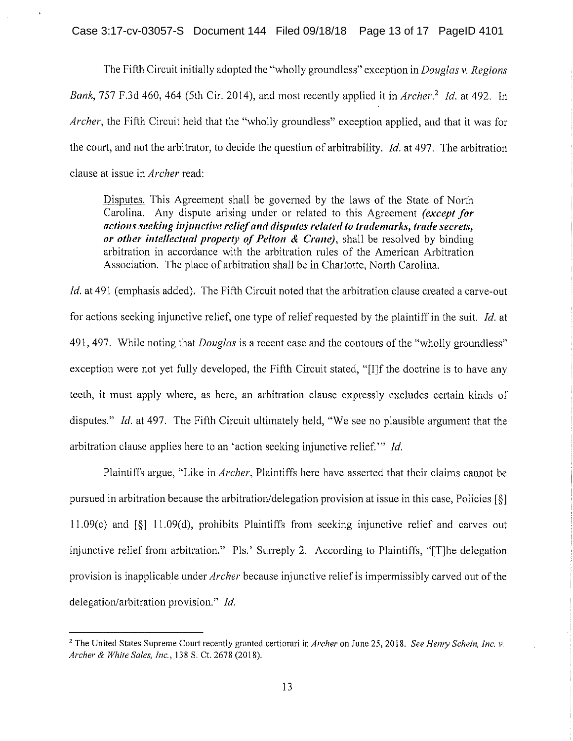The Fifth Circuit initially adopted the "wholly groundless" exception in *Douglas v. Regions Bank*, 757 F.3d 460, 464 (5th Cir. 2014), and most recently applied it in *Archer*.[2] *Id.* at 492. In *Archer*, the Fifth Circuit held that the "wholly groundless" exception applied, and that it was for the court, and not the arbitrator, to decide the question of arbitrability. *Id.* at 497. The arbitration clause at issue in *Archer* read:

> Disputes. This Agreement shall be governed by the laws of the State of North Carolina. Any dispute arising under or related to this Agreement ***(except for actions seeking injunctive relief and disputes related to trademarks, trade secrets, or other intellectual property of Pelton & Crane)***, shall be resolved by binding arbitration in accordance with the arbitration rules of the American Arbitration Association. The place of arbitration shall be in Charlotte, North Carolina.

*Id.* at 491 (emphasis added). The Fifth Circuit noted that the arbitration clause created a carve-out for actions seeking injunctive relief, one type of relief requested by the plaintiff in the suit. *Id.* at 491, 497. While noting that *Douglas* is a recent case and the contours of the "wholly groundless" exception were not yet fully developed, the Fifth Circuit stated, "[I]f the doctrine is to have any teeth, it must apply where, as here, an arbitration clause expressly excludes certain kinds of disputes." *Id.* at 497. The Fifth Circuit ultimately held, "We see no plausible argument that the arbitration clause applies here to an 'action seeking injunctive relief.'" *Id.*

Plaintiffs argue, "Like in *Archer*, Plaintiffs here have asserted that their claims cannot be pursued in arbitration because the arbitration/delegation provision at issue in this case, Policies [§] 11.09(c) and [§] 11.09(d), prohibits Plaintiffs from seeking injunctive relief and carves out injunctive relief from arbitration." Pls.' Surreply 2. According to Plaintiffs, "[T]he delegation provision is inapplicable under *Archer* because injunctive relief is impermissibly carved out of the delegation/arbitration provision." *Id.*

---

[2] The United States Supreme Court recently granted certiorari in *Archer* on June 25, 2018. *See Henry Schein, Inc. v. Archer & White Sales, Inc.*, 138 S. Ct. 2678 (2018).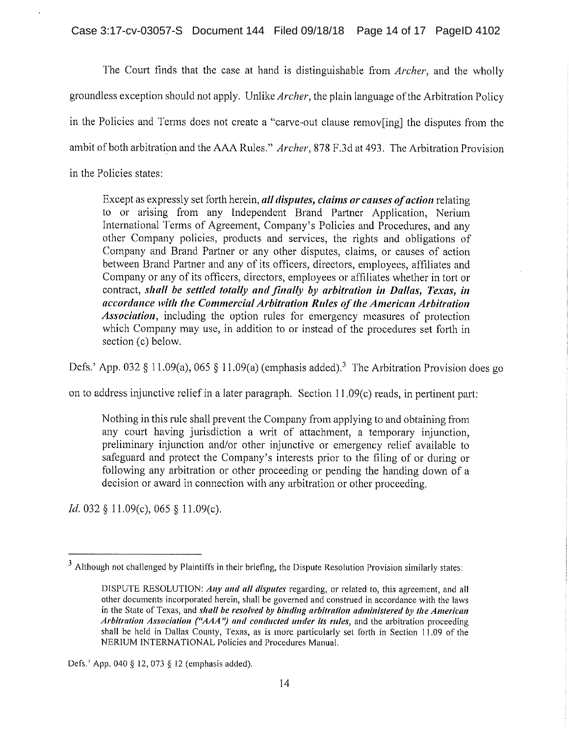The Court finds that the case at hand is distinguishable from *Archer*, and the wholly groundless exception should not apply. Unlike *Archer*, the plain language of the Arbitration Policy in the Policies and Terms does not create a "carve-out clause remov[ing] the disputes from the ambit of both arbitration and the AAA Rules." *Archer*, 878 F.3d at 493. The Arbitration Provision in the Policies states:

> Except as expressly set forth herein, ***all disputes, claims or causes of action*** relating to or arising from any Independent Brand Partner Application, Nerium International Terms of Agreement, Company's Policies and Procedures, and any other Company policies, products and services, the rights and obligations of Company and Brand Partner or any other disputes, claims, or causes of action between Brand Partner and any of its officers, directors, employees, affiliates and Company or any of its officers, directors, employees or affiliates whether in tort or contract, ***shall be settled totally and finally by arbitration in Dallas, Texas, in accordance with the Commercial Arbitration Rules of the American Arbitration Association***, including the option rules for emergency measures of protection which Company may use, in addition to or instead of the procedures set forth in section (c) below.

Defs.' App. 032 § 11.09(a), 065 § 11.09(a) (emphasis added).[3] The Arbitration Provision does go on to address injunctive relief in a later paragraph. Section 11.09(c) reads, in pertinent part:

> Nothing in this rule shall prevent the Company from applying to and obtaining from any court having jurisdiction a writ of attachment, a temporary injunction, preliminary injunction and/or other injunctive or emergency relief available to safeguard and protect the Company's interests prior to the filing of or during or following any arbitration or other proceeding or pending the handing down of a decision or award in connection with any arbitration or other proceeding.

*Id.* 032 § 11.09(c), 065 § 11.09(c).

---

[3] Although not challenged by Plaintiffs in their briefing, the Dispute Resolution Provision similarly states:

> DISPUTE RESOLUTION: ***Any and all disputes*** regarding, or related to, this agreement, and all other documents incorporated herein, shall be governed and construed in accordance with the laws in the State of Texas, and ***shall be resolved by binding arbitration administered by the American Arbitration Association ("AAA") and conducted under its rules***, and the arbitration proceeding shall be held in Dallas County, Texas, as is more particularly set forth in Section 11.09 of the NERIUM INTERNATIONAL Policies and Procedures Manual.

Defs.' App. 040 § 12, 073 § 12 (emphasis added).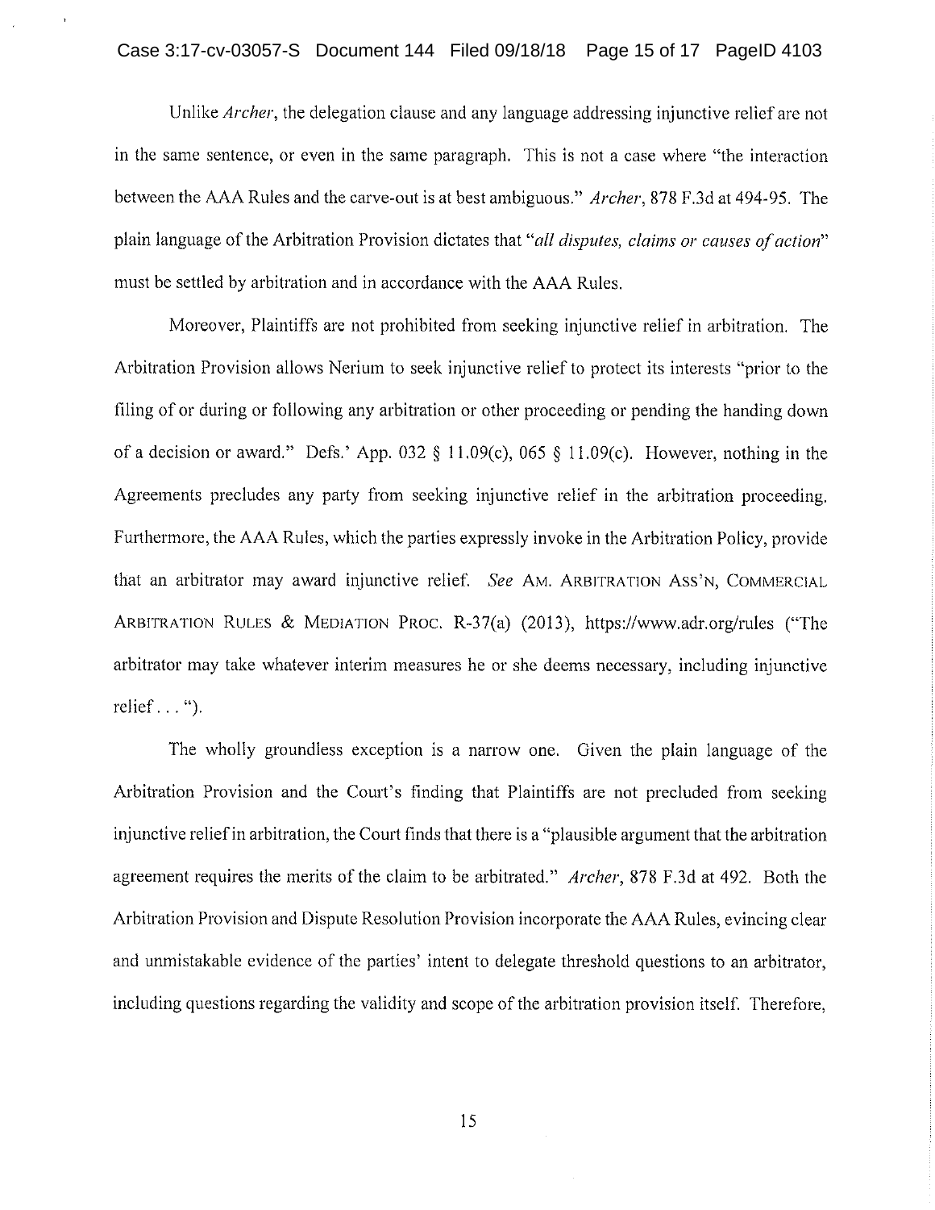Unlike *Archer*, the delegation clause and any language addressing injunctive relief are not in the same sentence, or even in the same paragraph. This is not a case where "the interaction between the AAA Rules and the carve-out is at best ambiguous." *Archer*, 878 F.3d at 494-95. The plain language of the Arbitration Provision dictates that "*all disputes, claims or causes of action*" must be settled by arbitration and in accordance with the AAA Rules.

Moreover, Plaintiffs are not prohibited from seeking injunctive relief in arbitration. The Arbitration Provision allows Nerium to seek injunctive relief to protect its interests "prior to the filing of or during or following any arbitration or other proceeding or pending the handing down of a decision or award." Defs.' App. 032 § 11.09(c), 065 § 11.09(c). However, nothing in the Agreements precludes any party from seeking injunctive relief in the arbitration proceeding. Furthermore, the AAA Rules, which the parties expressly invoke in the Arbitration Policy, provide that an arbitrator may award injunctive relief. *See* AM. ARBITRATION ASS'N, COMMERCIAL ARBITRATION RULES & MEDIATION PROC. R-37(a) (2013), https://www.adr.org/rules ("The arbitrator may take whatever interim measures he or she deems necessary, including injunctive relief . . . ").

The wholly groundless exception is a narrow one. Given the plain language of the Arbitration Provision and the Court's finding that Plaintiffs are not precluded from seeking injunctive relief in arbitration, the Court finds that there is a "plausible argument that the arbitration agreement requires the merits of the claim to be arbitrated." *Archer*, 878 F.3d at 492. Both the Arbitration Provision and Dispute Resolution Provision incorporate the AAA Rules, evincing clear and unmistakable evidence of the parties' intent to delegate threshold questions to an arbitrator, including questions regarding the validity and scope of the arbitration provision itself. Therefore,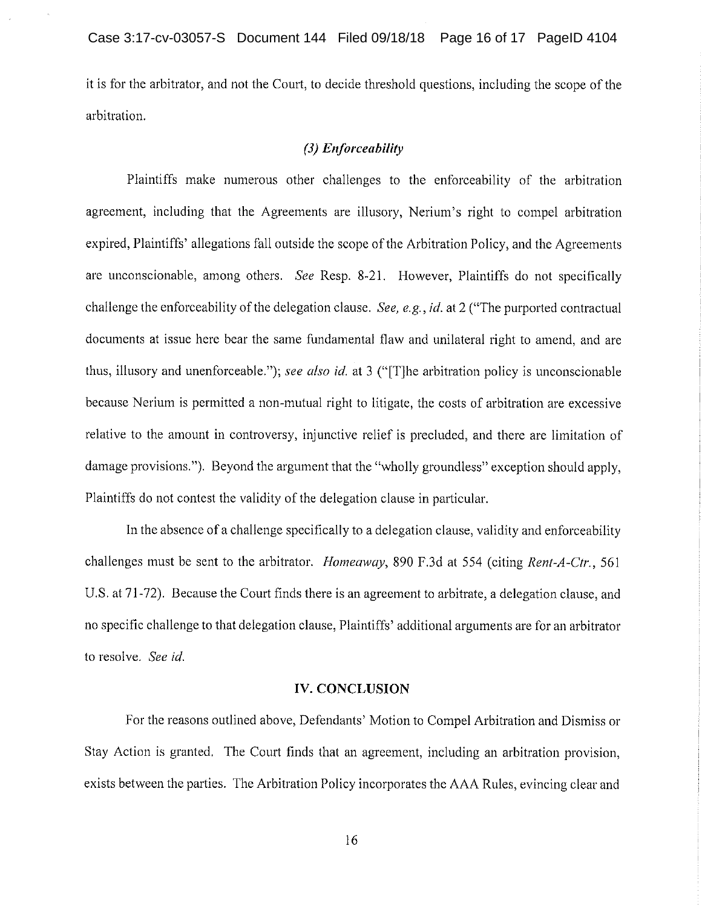it is for the arbitrator, and not the Court, to decide threshold questions, including the scope of the arbitration.

### *(3) Enforceability*

Plaintiffs make numerous other challenges to the enforceability of the arbitration agreement, including that the Agreements are illusory, Nerium's right to compel arbitration expired, Plaintiffs' allegations fall outside the scope of the Arbitration Policy, and the Agreements are unconscionable, among others. *See* Resp. 8-21. However, Plaintiffs do not specifically challenge the enforceability of the delegation clause. *See, e.g.*, *id.* at 2 ("The purported contractual documents at issue here bear the same fundamental flaw and unilateral right to amend, and are thus, illusory and unenforceable."); *see also id.* at 3 ("[T]he arbitration policy is unconscionable because Nerium is permitted a non-mutual right to litigate, the costs of arbitration are excessive relative to the amount in controversy, injunctive relief is precluded, and there are limitation of damage provisions."). Beyond the argument that the "wholly groundless" exception should apply, Plaintiffs do not contest the validity of the delegation clause in particular.

In the absence of a challenge specifically to a delegation clause, validity and enforceability challenges must be sent to the arbitrator. *Homeaway*, 890 F.3d at 554 (citing *Rent-A-Ctr.*, 561 U.S. at 71-72). Because the Court finds there is an agreement to arbitrate, a delegation clause, and no specific challenge to that delegation clause, Plaintiffs' additional arguments are for an arbitrator to resolve. *See id.*

## IV. CONCLUSION

For the reasons outlined above, Defendants' Motion to Compel Arbitration and Dismiss or Stay Action is granted. The Court finds that an agreement, including an arbitration provision, exists between the parties. The Arbitration Policy incorporates the AAA Rules, evincing clear and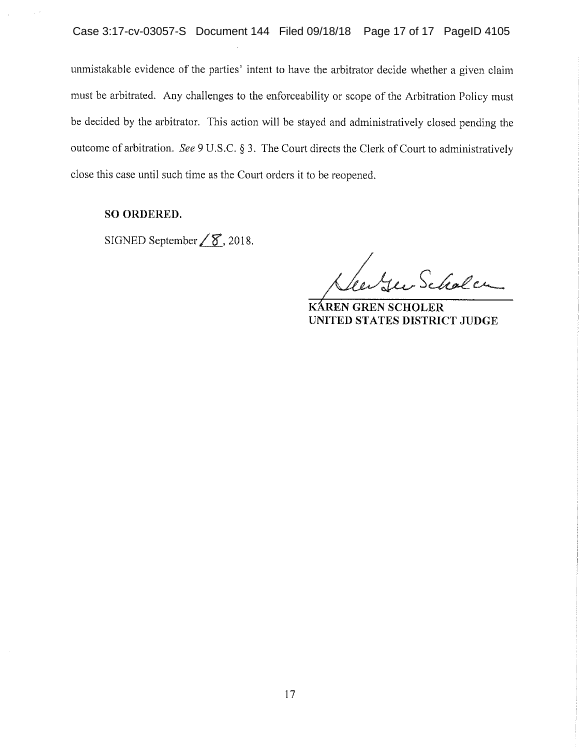unmistakable evidence of the parties' intent to have the arbitrator decide whether a given claim must be arbitrated. Any challenges to the enforceability or scope of the Arbitration Policy must be decided by the arbitrator. This action will be stayed and administratively closed pending the outcome of arbitration. *See* 9 U.S.C. § 3. The Court directs the Clerk of Court to administratively close this case until such time as the Court orders it to be reopened.

**SO ORDERED.**

SIGNED September 18, 2018.

**KAREN GREN SCHOLER**
**UNITED STATES DISTRICT JUDGE**